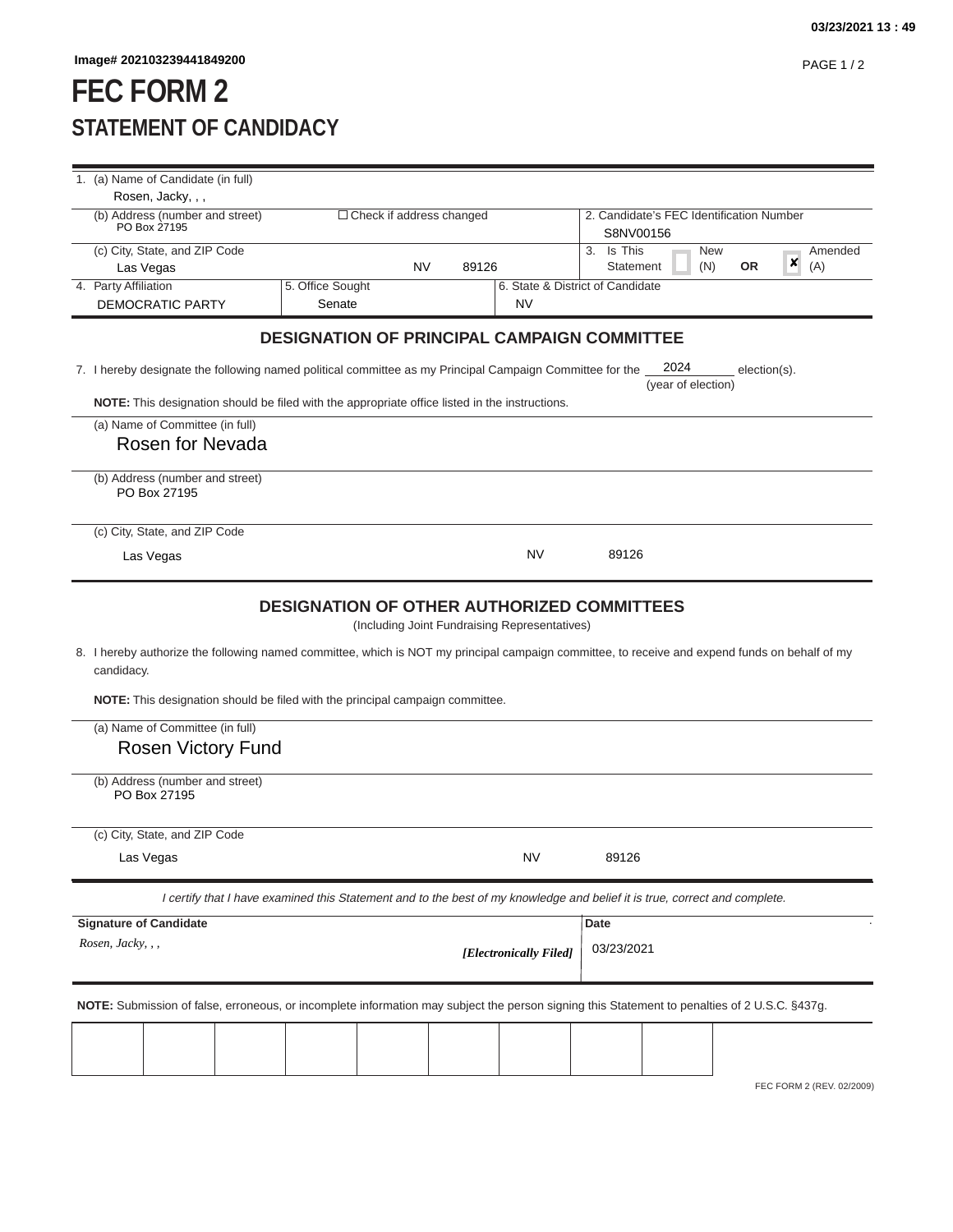Image# 202103239441849200

# FEC FORM 2
## STATEMENT OF CANDIDACY

1. (a) Name of Candidate (in full)
   Rosen, Jacky, , ,

   (b) Address (number and street) ☐ Check if address changed
   PO Box 27195

   (c) City, State, and ZIP Code
   Las Vegas NV 89126

2. Candidate's FEC Identification Number
   S8NV00156

3. Is This Statement ☐ New (N) **OR** ☒ Amended (A)

4. Party Affiliation
   DEMOCRATIC PARTY

5. Office Sought
   Senate

6. State & District of Candidate
   NV

### DESIGNATION OF PRINCIPAL CAMPAIGN COMMITTEE

7. I hereby designate the following named political committee as my Principal Campaign Committee for the 2024 (year of election) election(s).

**NOTE:** This designation should be filed with the appropriate office listed in the instructions.

(a) Name of Committee (in full)
Rosen for Nevada

(b) Address (number and street)
PO Box 27195

(c) City, State, and ZIP Code
Las Vegas NV 89126

### DESIGNATION OF OTHER AUTHORIZED COMMITTEES

(Including Joint Fundraising Representatives)

8. I hereby authorize the following named committee, which is NOT my principal campaign committee, to receive and expend funds on behalf of my candidacy.

**NOTE:** This designation should be filed with the principal campaign committee.

(a) Name of Committee (in full)
Rosen Victory Fund

(b) Address (number and street)
PO Box 27195

(c) City, State, and ZIP Code
Las Vegas NV 89126

*I certify that I have examined this Statement and to the best of my knowledge and belief it is true, correct and complete.*

**Signature of Candidate**
*Rosen, Jacky, , ,* ***[Electronically Filed]***

**Date**
03/23/2021

**NOTE:** Submission of false, erroneous, or incomplete information may subject the person signing this Statement to penalties of 2 U.S.C. §437g.

FEC FORM 2 (REV. 02/2009)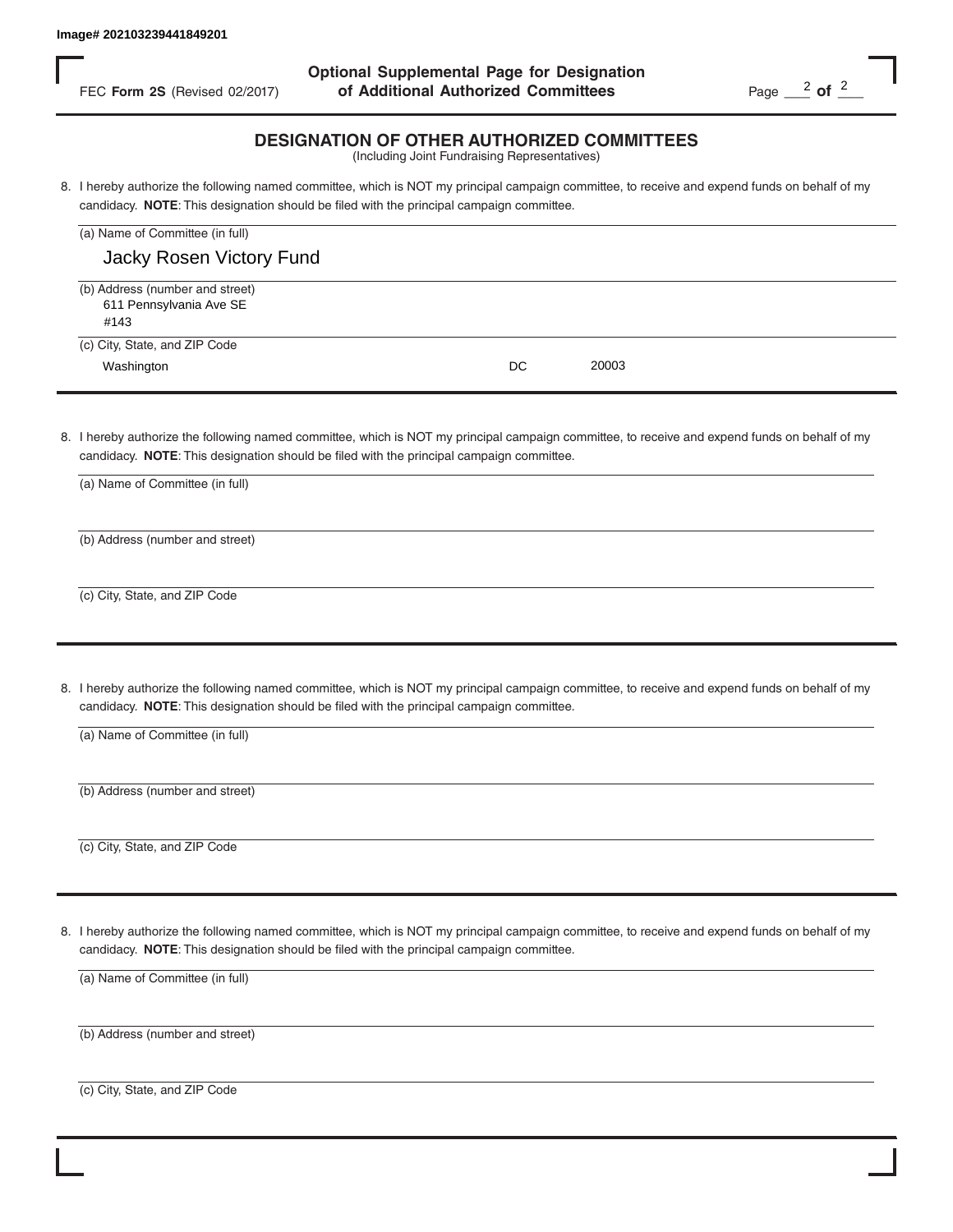Image# 202103239441849201

FEC **Form 2S** (Revised 02/2017)

**Optional Supplemental Page for Designation of Additional Authorized Committees**

## DESIGNATION OF OTHER AUTHORIZED COMMITTEES

(Including Joint Fundraising Representatives)

8. I hereby authorize the following named committee, which is NOT my principal campaign committee, to receive and expend funds on behalf of my candidacy. **NOTE**: This designation should be filed with the principal campaign committee.

(a) Name of Committee (in full)

Jacky Rosen Victory Fund

(b) Address (number and street)

611 Pennsylvania Ave SE
#143

(c) City, State, and ZIP Code

Washington DC 20003

8. I hereby authorize the following named committee, which is NOT my principal campaign committee, to receive and expend funds on behalf of my candidacy. **NOTE**: This designation should be filed with the principal campaign committee.

(a) Name of Committee (in full)

(b) Address (number and street)

(c) City, State, and ZIP Code

8. I hereby authorize the following named committee, which is NOT my principal campaign committee, to receive and expend funds on behalf of my candidacy. **NOTE**: This designation should be filed with the principal campaign committee.

(a) Name of Committee (in full)

(b) Address (number and street)

(c) City, State, and ZIP Code

8. I hereby authorize the following named committee, which is NOT my principal campaign committee, to receive and expend funds on behalf of my candidacy. **NOTE**: This designation should be filed with the principal campaign committee.

(a) Name of Committee (in full)

(b) Address (number and street)

(c) City, State, and ZIP Code